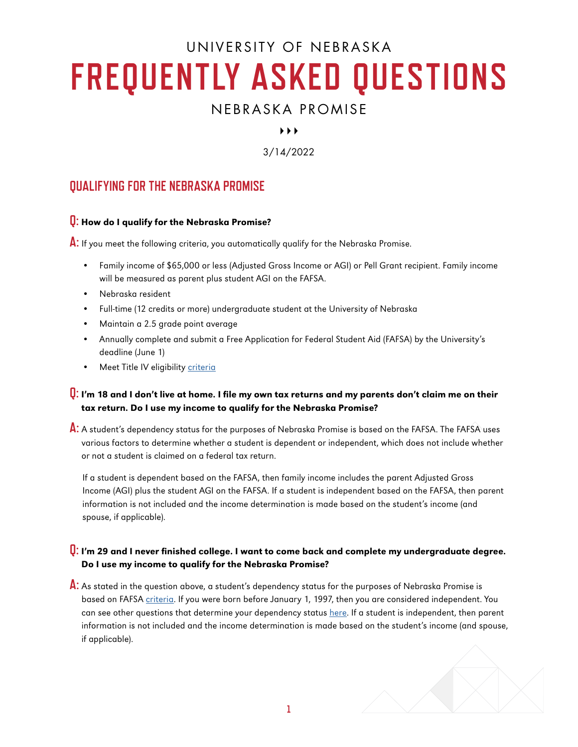UNIVERSITY OF NEBRASKA

# FREQUENTLY ASKED QUESTIONS

NEBRASKA PROMISE

3/14/2022

## QUALIFYING FOR THE NEBRASKA PROMISE

**Q: How do I qualify for the Nebraska Promise?**

**A:** If you meet the following criteria, you automatically qualify for the Nebraska Promise.

- Family income of $65,000 or less (Adjusted Gross Income or AGI) or Pell Grant recipient. Family income will be measured as parent plus student AGI on the FAFSA.
- Nebraska resident
- Full-time (12 credits or more) undergraduate student at the University of Nebraska
- Maintain a 2.5 grade point average
- Annually complete and submit a Free Application for Federal Student Aid (FAFSA) by the University's deadline (June 1)
- Meet Title IV eligibility criteria

**Q: I'm 18 and I don't live at home. I file my own tax returns and my parents don't claim me on their tax return. Do I use my income to qualify for the Nebraska Promise?**

**A:** A student's dependency status for the purposes of Nebraska Promise is based on the FAFSA. The FAFSA uses various factors to determine whether a student is dependent or independent, which does not include whether or not a student is claimed on a federal tax return.

If a student is dependent based on the FAFSA, then family income includes the parent Adjusted Gross Income (AGI) plus the student AGI on the FAFSA. If a student is independent based on the FAFSA, then parent information is not included and the income determination is made based on the student's income (and spouse, if applicable).

**Q: I'm 29 and I never finished college. I want to come back and complete my undergraduate degree. Do I use my income to qualify for the Nebraska Promise?**

**A:** As stated in the question above, a student's dependency status for the purposes of Nebraska Promise is based on FAFSA criteria. If you were born before January 1, 1997, then you are considered independent. You can see other questions that determine your dependency status here. If a student is independent, then parent information is not included and the income determination is made based on the student's income (and spouse, if applicable).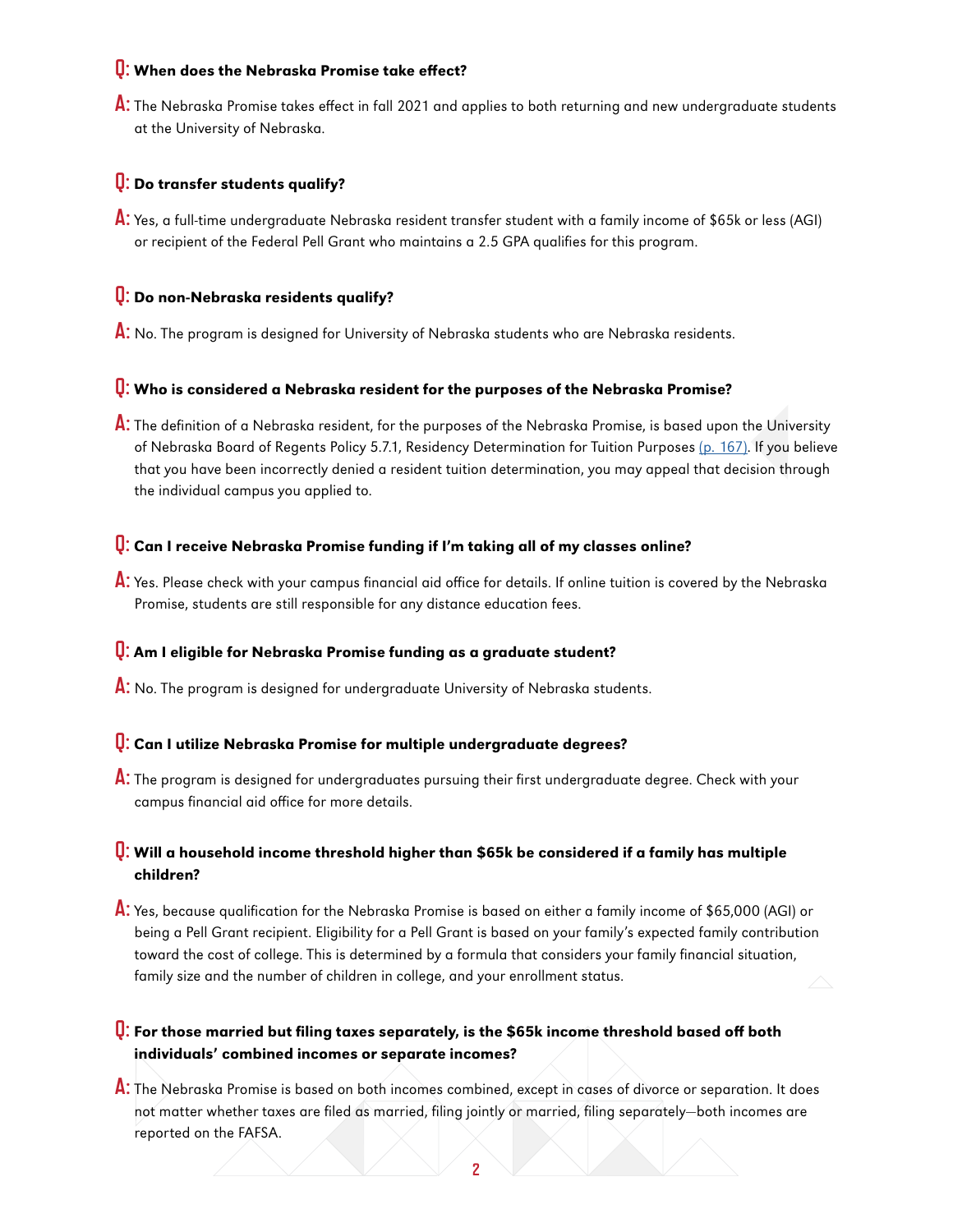**Q: When does the Nebraska Promise take effect?**

**A:** The Nebraska Promise takes effect in fall 2021 and applies to both returning and new undergraduate students at the University of Nebraska.

**Q: Do transfer students qualify?**

**A:** Yes, a full-time undergraduate Nebraska resident transfer student with a family income of $65k or less (AGI) or recipient of the Federal Pell Grant who maintains a 2.5 GPA qualifies for this program.

**Q: Do non-Nebraska residents qualify?**

**A:** No. The program is designed for University of Nebraska students who are Nebraska residents.

**Q: Who is considered a Nebraska resident for the purposes of the Nebraska Promise?**

**A:** The definition of a Nebraska resident, for the purposes of the Nebraska Promise, is based upon the University of Nebraska Board of Regents Policy 5.7.1, Residency Determination for Tuition Purposes (p. 167). If you believe that you have been incorrectly denied a resident tuition determination, you may appeal that decision through the individual campus you applied to.

**Q: Can I receive Nebraska Promise funding if I'm taking all of my classes online?**

**A:** Yes. Please check with your campus financial aid office for details. If online tuition is covered by the Nebraska Promise, students are still responsible for any distance education fees.

**Q: Am I eligible for Nebraska Promise funding as a graduate student?**

**A:** No. The program is designed for undergraduate University of Nebraska students.

**Q: Can I utilize Nebraska Promise for multiple undergraduate degrees?**

**A:** The program is designed for undergraduates pursuing their first undergraduate degree. Check with your campus financial aid office for more details.

**Q: Will a household income threshold higher than $65k be considered if a family has multiple children?**

**A:** Yes, because qualification for the Nebraska Promise is based on either a family income of $65,000 (AGI) or being a Pell Grant recipient. Eligibility for a Pell Grant is based on your family's expected family contribution toward the cost of college. This is determined by a formula that considers your family financial situation, family size and the number of children in college, and your enrollment status.

**Q: For those married but filing taxes separately, is the $65k income threshold based off both individuals' combined incomes or separate incomes?**

**A:** The Nebraska Promise is based on both incomes combined, except in cases of divorce or separation. It does not matter whether taxes are filed as married, filing jointly or married, filing separately—both incomes are reported on the FAFSA.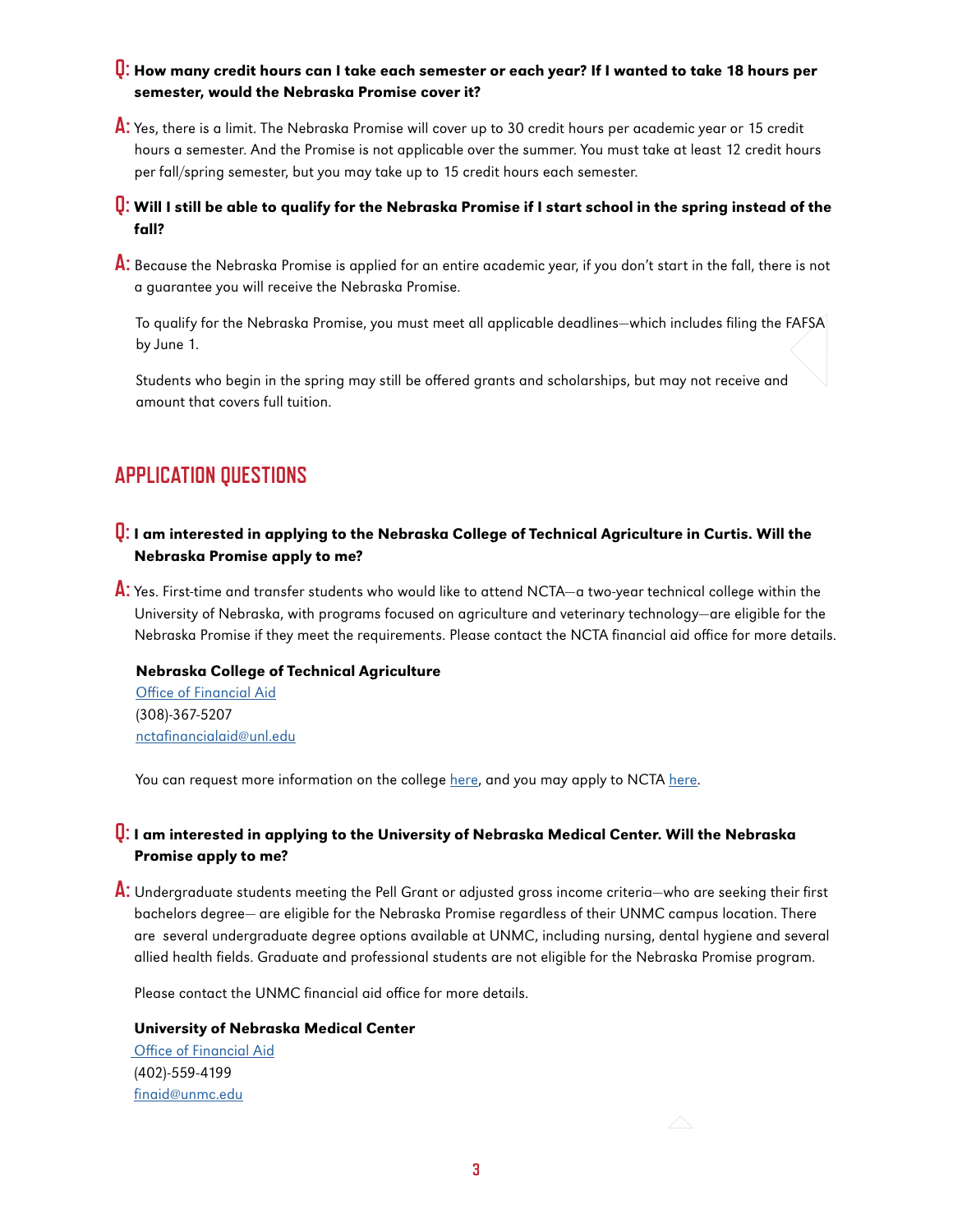**Q: How many credit hours can I take each semester or each year? If I wanted to take 18 hours per semester, would the Nebraska Promise cover it?**

**A:** Yes, there is a limit. The Nebraska Promise will cover up to 30 credit hours per academic year or 15 credit hours a semester. And the Promise is not applicable over the summer. You must take at least 12 credit hours per fall/spring semester, but you may take up to 15 credit hours each semester.

**Q: Will I still be able to qualify for the Nebraska Promise if I start school in the spring instead of the fall?**

**A:** Because the Nebraska Promise is applied for an entire academic year, if you don't start in the fall, there is not a guarantee you will receive the Nebraska Promise.

To qualify for the Nebraska Promise, you must meet all applicable deadlines—which includes filing the FAFSA by June 1.

Students who begin in the spring may still be offered grants and scholarships, but may not receive and amount that covers full tuition.

## APPLICATION QUESTIONS

**Q: I am interested in applying to the Nebraska College of Technical Agriculture in Curtis. Will the Nebraska Promise apply to me?**

**A:** Yes. First-time and transfer students who would like to attend NCTA—a two-year technical college within the University of Nebraska, with programs focused on agriculture and veterinary technology—are eligible for the Nebraska Promise if they meet the requirements. Please contact the NCTA financial aid office for more details.

**Nebraska College of Technical Agriculture**
Office of Financial Aid
(308)-367-5207
nctafinancialaid@unl.edu

You can request more information on the college here, and you may apply to NCTA here.

**Q: I am interested in applying to the University of Nebraska Medical Center. Will the Nebraska Promise apply to me?**

**A:** Undergraduate students meeting the Pell Grant or adjusted gross income criteria—who are seeking their first bachelors degree— are eligible for the Nebraska Promise regardless of their UNMC campus location. There are several undergraduate degree options available at UNMC, including nursing, dental hygiene and several allied health fields. Graduate and professional students are not eligible for the Nebraska Promise program.

Please contact the UNMC financial aid office for more details.

**University of Nebraska Medical Center**
Office of Financial Aid
(402)-559-4199
finaid@unmc.edu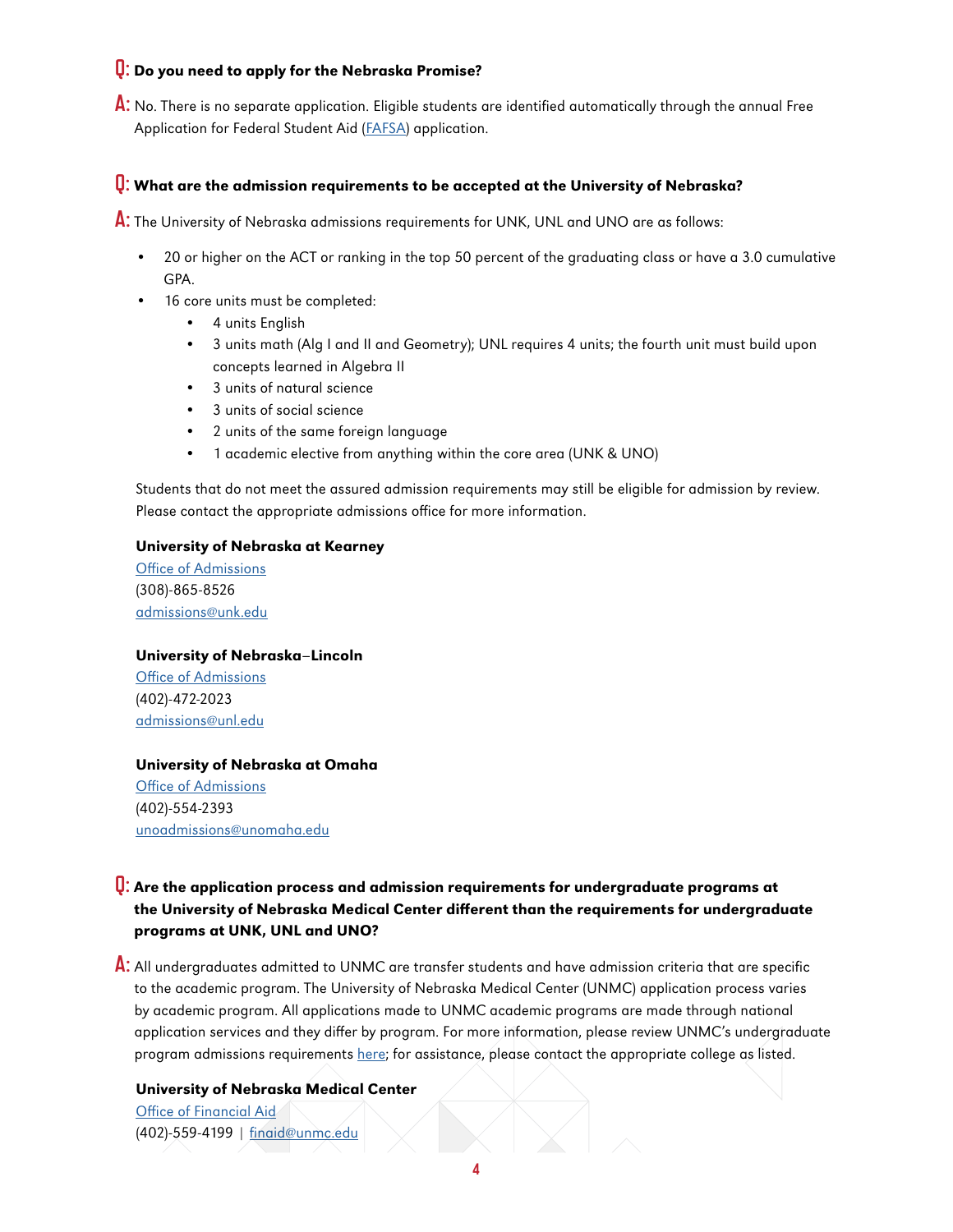**Q: Do you need to apply for the Nebraska Promise?**

**A:** No. There is no separate application. Eligible students are identified automatically through the annual Free Application for Federal Student Aid (FAFSA) application.

**Q: What are the admission requirements to be accepted at the University of Nebraska?**

**A:** The University of Nebraska admissions requirements for UNK, UNL and UNO are as follows:

- 20 or higher on the ACT or ranking in the top 50 percent of the graduating class or have a 3.0 cumulative GPA.
- 16 core units must be completed:
  - 4 units English
  - 3 units math (Alg I and II and Geometry); UNL requires 4 units; the fourth unit must build upon concepts learned in Algebra II
  - 3 units of natural science
  - 3 units of social science
  - 2 units of the same foreign language
  - 1 academic elective from anything within the core area (UNK & UNO)

Students that do not meet the assured admission requirements may still be eligible for admission by review. Please contact the appropriate admissions office for more information.

**University of Nebraska at Kearney**
Office of Admissions
(308)-865-8526
admissions@unk.edu

**University of Nebraska–Lincoln**
Office of Admissions
(402)-472-2023
admissions@unl.edu

**University of Nebraska at Omaha**
Office of Admissions
(402)-554-2393
unoadmissions@unomaha.edu

**Q: Are the application process and admission requirements for undergraduate programs at the University of Nebraska Medical Center different than the requirements for undergraduate programs at UNK, UNL and UNO?**

**A:** All undergraduates admitted to UNMC are transfer students and have admission criteria that are specific to the academic program. The University of Nebraska Medical Center (UNMC) application process varies by academic program. All applications made to UNMC academic programs are made through national application services and they differ by program. For more information, please review UNMC's undergraduate program admissions requirements here; for assistance, please contact the appropriate college as listed.

**University of Nebraska Medical Center**
Office of Financial Aid
(402)-559-4199 | finaid@unmc.edu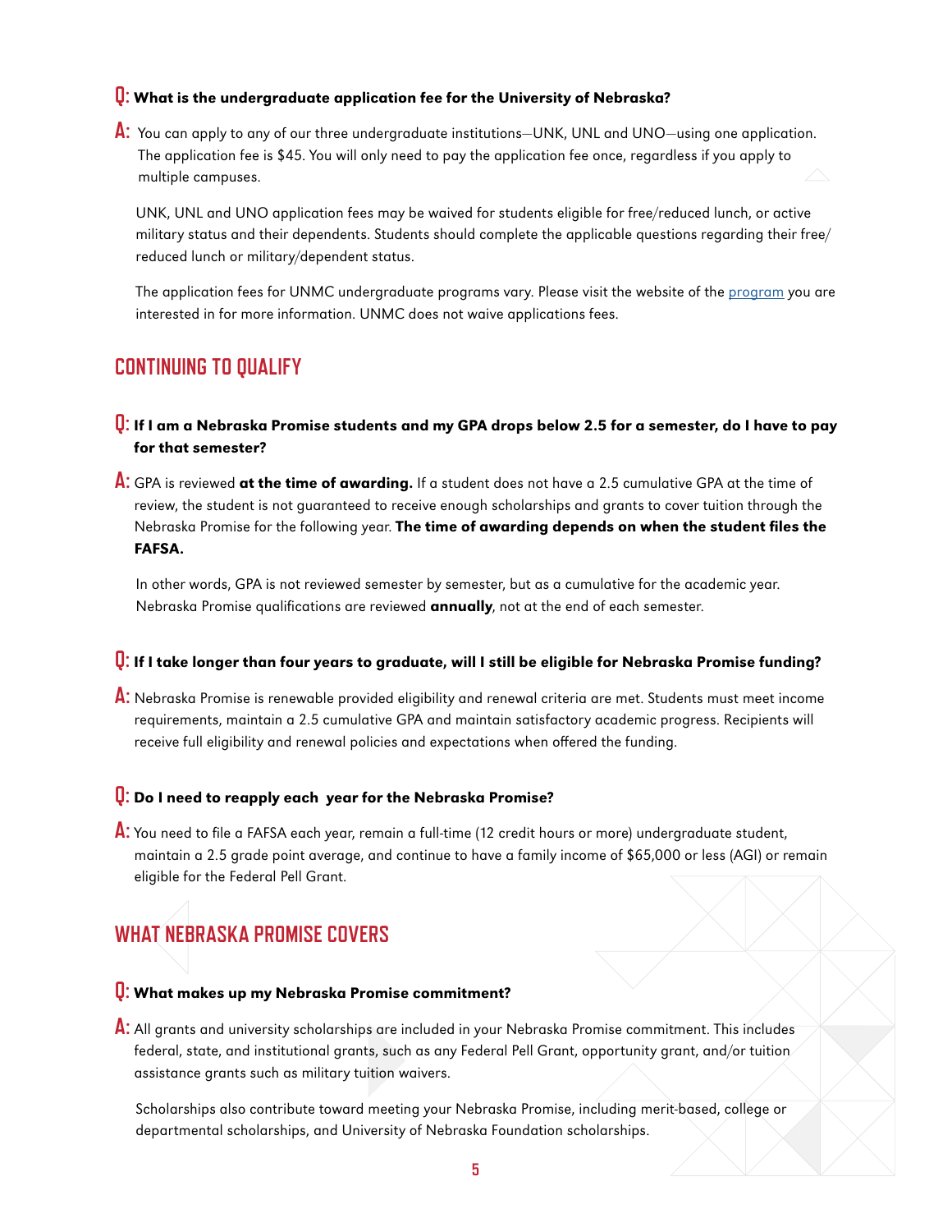**Q: What is the undergraduate application fee for the University of Nebraska?**

**A:** You can apply to any of our three undergraduate institutions—UNK, UNL and UNO—using one application. The application fee is $45. You will only need to pay the application fee once, regardless if you apply to multiple campuses.

UNK, UNL and UNO application fees may be waived for students eligible for free/reduced lunch, or active military status and their dependents. Students should complete the applicable questions regarding their free/reduced lunch or military/dependent status.

The application fees for UNMC undergraduate programs vary. Please visit the website of the program you are interested in for more information. UNMC does not waive applications fees.

## CONTINUING TO QUALIFY

**Q: If I am a Nebraska Promise students and my GPA drops below 2.5 for a semester, do I have to pay for that semester?**

**A:** GPA is reviewed **at the time of awarding.** If a student does not have a 2.5 cumulative GPA at the time of review, the student is not guaranteed to receive enough scholarships and grants to cover tuition through the Nebraska Promise for the following year. **The time of awarding depends on when the student files the FAFSA.**

In other words, GPA is not reviewed semester by semester, but as a cumulative for the academic year. Nebraska Promise qualifications are reviewed **annually**, not at the end of each semester.

**Q: If I take longer than four years to graduate, will I still be eligible for Nebraska Promise funding?**

**A:** Nebraska Promise is renewable provided eligibility and renewal criteria are met. Students must meet income requirements, maintain a 2.5 cumulative GPA and maintain satisfactory academic progress. Recipients will receive full eligibility and renewal policies and expectations when offered the funding.

**Q: Do I need to reapply each year for the Nebraska Promise?**

**A:** You need to file a FAFSA each year, remain a full-time (12 credit hours or more) undergraduate student, maintain a 2.5 grade point average, and continue to have a family income of $65,000 or less (AGI) or remain eligible for the Federal Pell Grant.

## WHAT NEBRASKA PROMISE COVERS

**Q: What makes up my Nebraska Promise commitment?**

**A:** All grants and university scholarships are included in your Nebraska Promise commitment. This includes federal, state, and institutional grants, such as any Federal Pell Grant, opportunity grant, and/or tuition assistance grants such as military tuition waivers.

Scholarships also contribute toward meeting your Nebraska Promise, including merit-based, college or departmental scholarships, and University of Nebraska Foundation scholarships.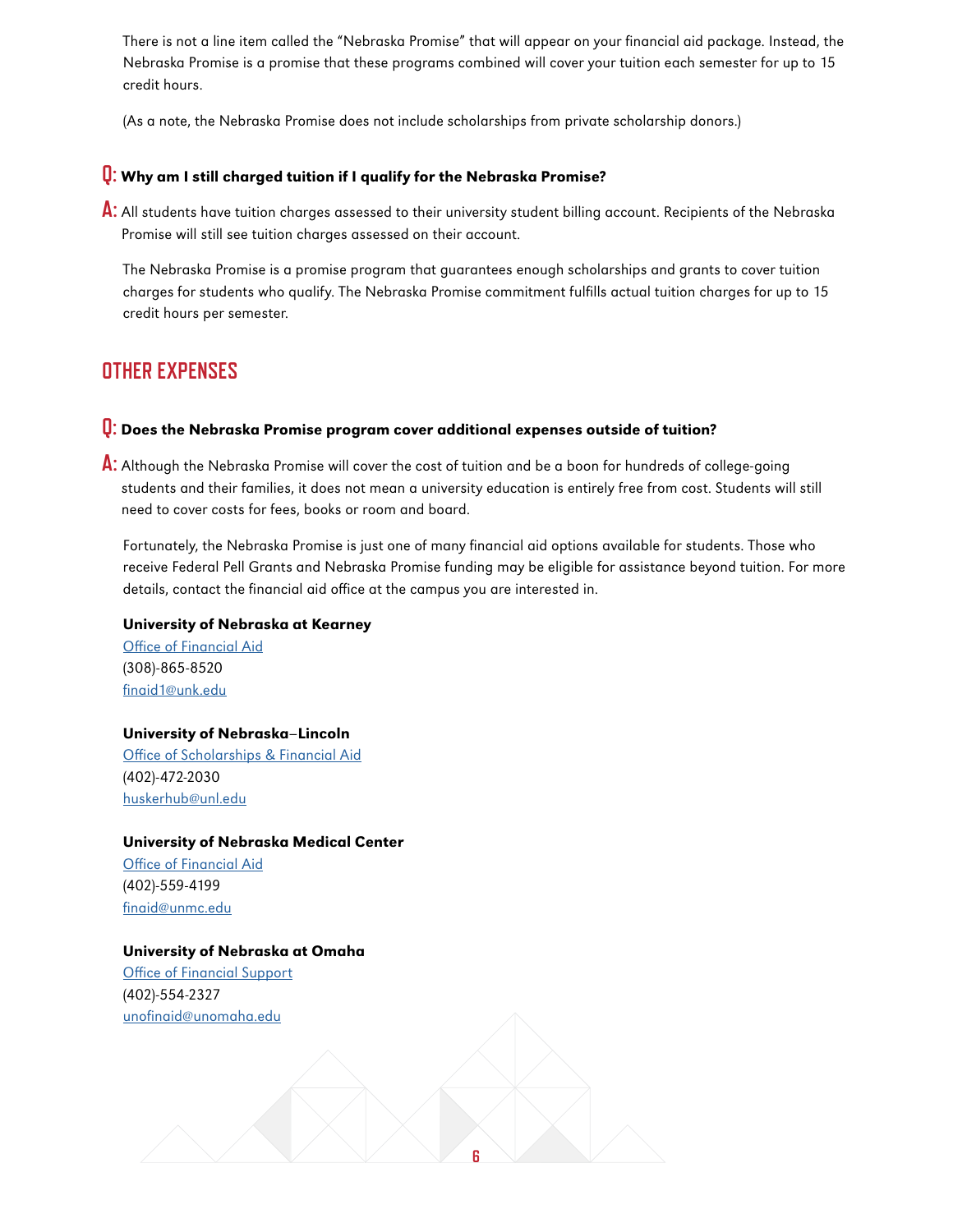There is not a line item called the "Nebraska Promise" that will appear on your financial aid package. Instead, the Nebraska Promise is a promise that these programs combined will cover your tuition each semester for up to 15 credit hours.

(As a note, the Nebraska Promise does not include scholarships from private scholarship donors.)

**Q: Why am I still charged tuition if I qualify for the Nebraska Promise?**

**A:** All students have tuition charges assessed to their university student billing account. Recipients of the Nebraska Promise will still see tuition charges assessed on their account.

The Nebraska Promise is a promise program that guarantees enough scholarships and grants to cover tuition charges for students who qualify. The Nebraska Promise commitment fulfills actual tuition charges for up to 15 credit hours per semester.

## OTHER EXPENSES

**Q: Does the Nebraska Promise program cover additional expenses outside of tuition?**

**A:** Although the Nebraska Promise will cover the cost of tuition and be a boon for hundreds of college-going students and their families, it does not mean a university education is entirely free from cost. Students will still need to cover costs for fees, books or room and board.

Fortunately, the Nebraska Promise is just one of many financial aid options available for students. Those who receive Federal Pell Grants and Nebraska Promise funding may be eligible for assistance beyond tuition. For more details, contact the financial aid office at the campus you are interested in.

**University of Nebraska at Kearney**
Office of Financial Aid
(308)-865-8520
finaid1@unk.edu

**University of Nebraska–Lincoln**
Office of Scholarships & Financial Aid
(402)-472-2030
huskerhub@unl.edu

**University of Nebraska Medical Center**
Office of Financial Aid
(402)-559-4199
finaid@unmc.edu

**University of Nebraska at Omaha**
Office of Financial Support
(402)-554-2327
unofinaid@unomaha.edu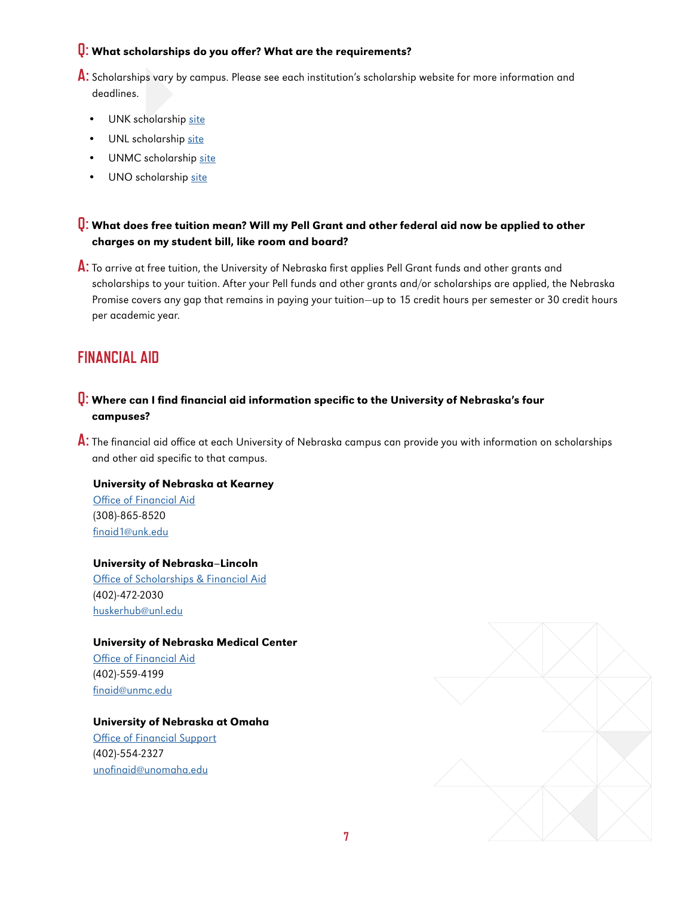**Q: What scholarships do you offer? What are the requirements?**

**A:** Scholarships vary by campus. Please see each institution's scholarship website for more information and deadlines.

- UNK scholarship site
- UNL scholarship site
- UNMC scholarship site
- UNO scholarship site

**Q: What does free tuition mean? Will my Pell Grant and other federal aid now be applied to other charges on my student bill, like room and board?**

**A:** To arrive at free tuition, the University of Nebraska first applies Pell Grant funds and other grants and scholarships to your tuition. After your Pell funds and other grants and/or scholarships are applied, the Nebraska Promise covers any gap that remains in paying your tuition—up to 15 credit hours per semester or 30 credit hours per academic year.

## FINANCIAL AID

**Q: Where can I find financial aid information specific to the University of Nebraska's four campuses?**

**A:** The financial aid office at each University of Nebraska campus can provide you with information on scholarships and other aid specific to that campus.

**University of Nebraska at Kearney**
Office of Financial Aid
(308)-865-8520
finaid1@unk.edu

**University of Nebraska–Lincoln**
Office of Scholarships & Financial Aid
(402)-472-2030
huskerhub@unl.edu

**University of Nebraska Medical Center**
Office of Financial Aid
(402)-559-4199
finaid@unmc.edu

**University of Nebraska at Omaha**
Office of Financial Support
(402)-554-2327
unofinaid@unomaha.edu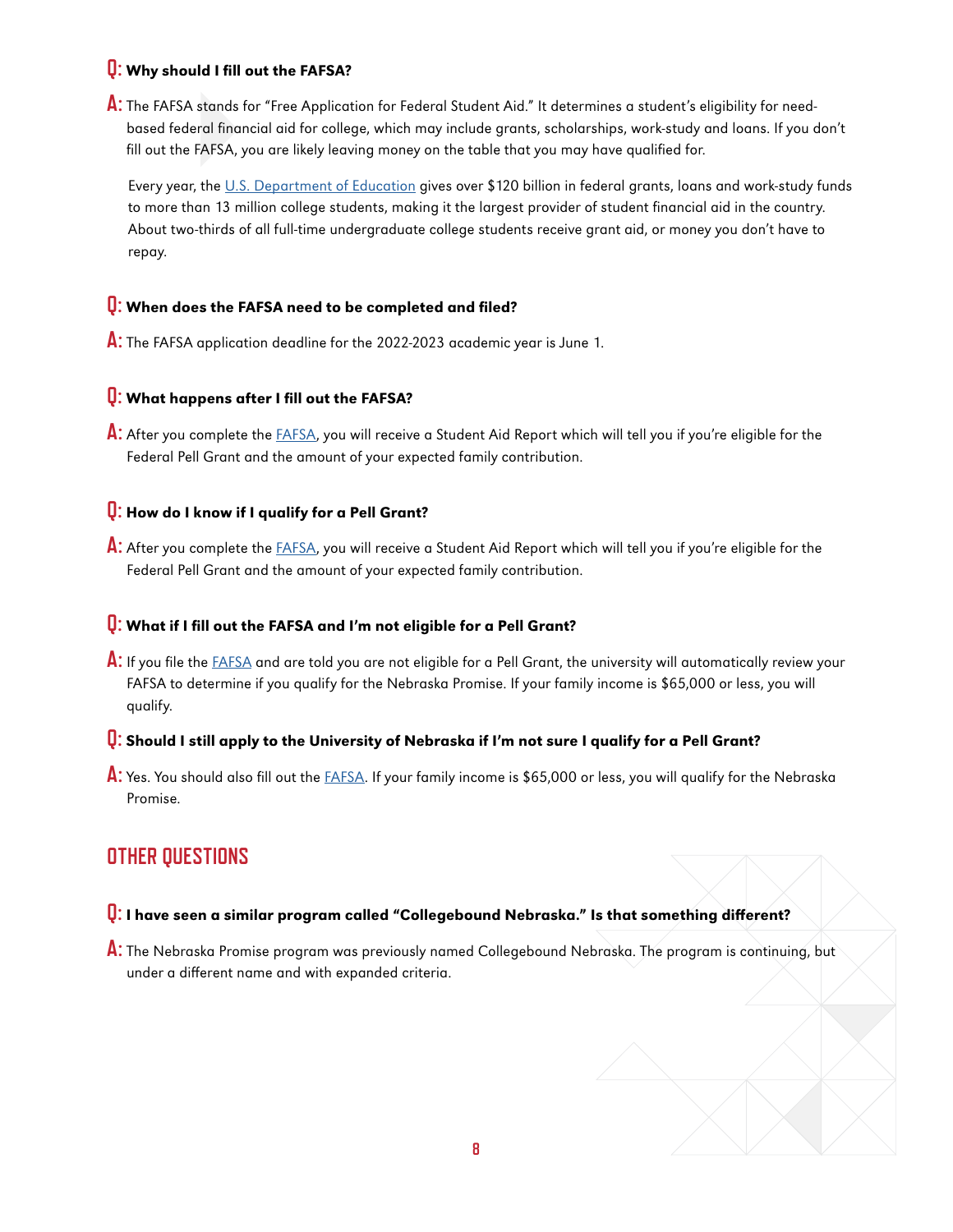**Q: Why should I fill out the FAFSA?**

**A:** The FAFSA stands for "Free Application for Federal Student Aid." It determines a student's eligibility for need-based federal financial aid for college, which may include grants, scholarships, work-study and loans. If you don't fill out the FAFSA, you are likely leaving money on the table that you may have qualified for.

Every year, the [U.S. Department of Education]() gives over $120 billion in federal grants, loans and work-study funds to more than 13 million college students, making it the largest provider of student financial aid in the country. About two-thirds of all full-time undergraduate college students receive grant aid, or money you don't have to repay.

**Q: When does the FAFSA need to be completed and filed?**

**A:** The FAFSA application deadline for the 2022-2023 academic year is June 1.

**Q: What happens after I fill out the FAFSA?**

**A:** After you complete the [FAFSA](), you will receive a Student Aid Report which will tell you if you're eligible for the Federal Pell Grant and the amount of your expected family contribution.

**Q: How do I know if I qualify for a Pell Grant?**

**A:** After you complete the [FAFSA](), you will receive a Student Aid Report which will tell you if you're eligible for the Federal Pell Grant and the amount of your expected family contribution.

**Q: What if I fill out the FAFSA and I'm not eligible for a Pell Grant?**

**A:** If you file the [FAFSA]() and are told you are not eligible for a Pell Grant, the university will automatically review your FAFSA to determine if you qualify for the Nebraska Promise. If your family income is $65,000 or less, you will qualify.

**Q: Should I still apply to the University of Nebraska if I'm not sure I qualify for a Pell Grant?**

**A:** Yes. You should also fill out the [FAFSA](). If your family income is $65,000 or less, you will qualify for the Nebraska Promise.

## OTHER QUESTIONS

**Q: I have seen a similar program called "Collegebound Nebraska." Is that something different?**

**A:** The Nebraska Promise program was previously named Collegebound Nebraska. The program is continuing, but under a different name and with expanded criteria.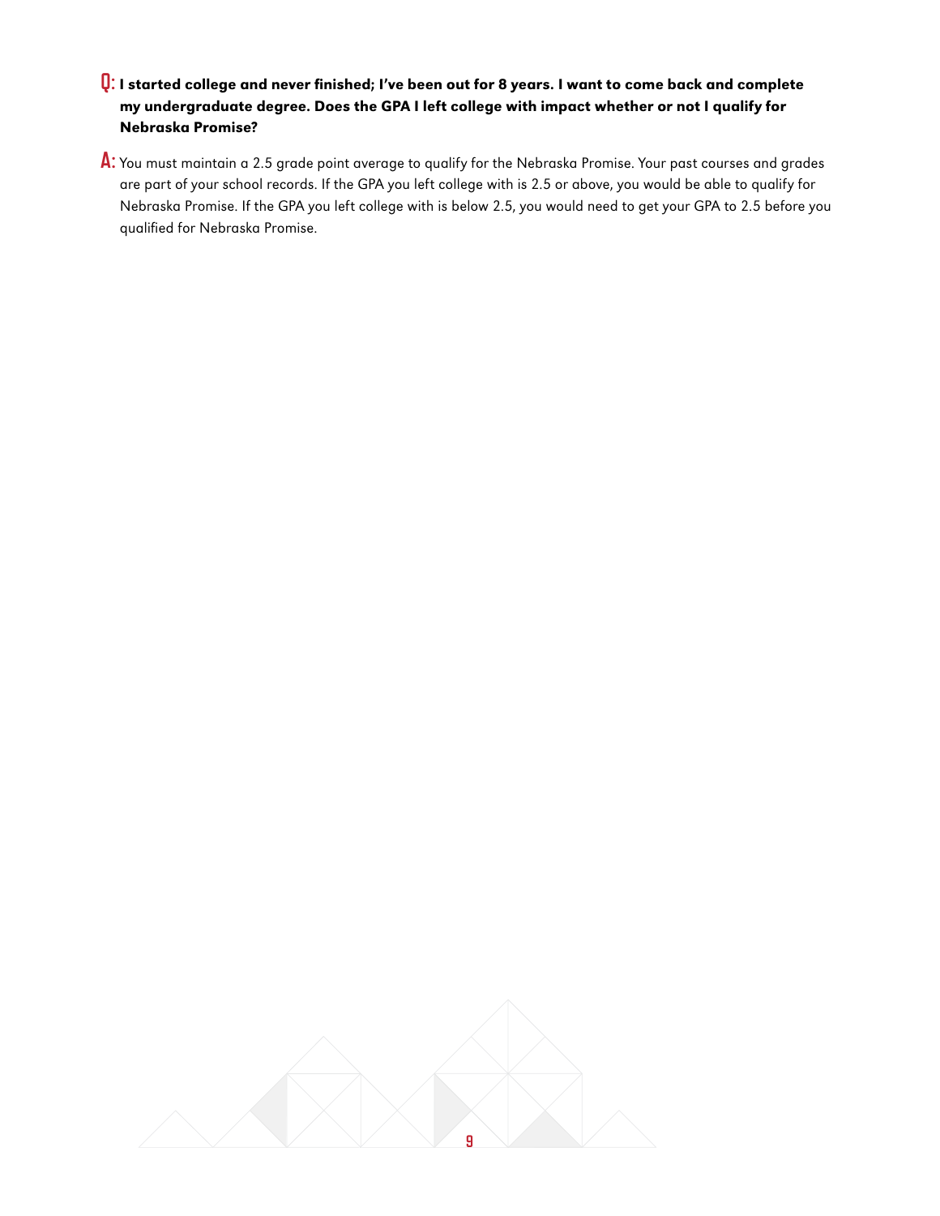**Q: I started college and never finished; I've been out for 8 years. I want to come back and complete my undergraduate degree. Does the GPA I left college with impact whether or not I qualify for Nebraska Promise?**

**A:** You must maintain a 2.5 grade point average to qualify for the Nebraska Promise. Your past courses and grades are part of your school records. If the GPA you left college with is 2.5 or above, you would be able to qualify for Nebraska Promise. If the GPA you left college with is below 2.5, you would need to get your GPA to 2.5 before you qualified for Nebraska Promise.